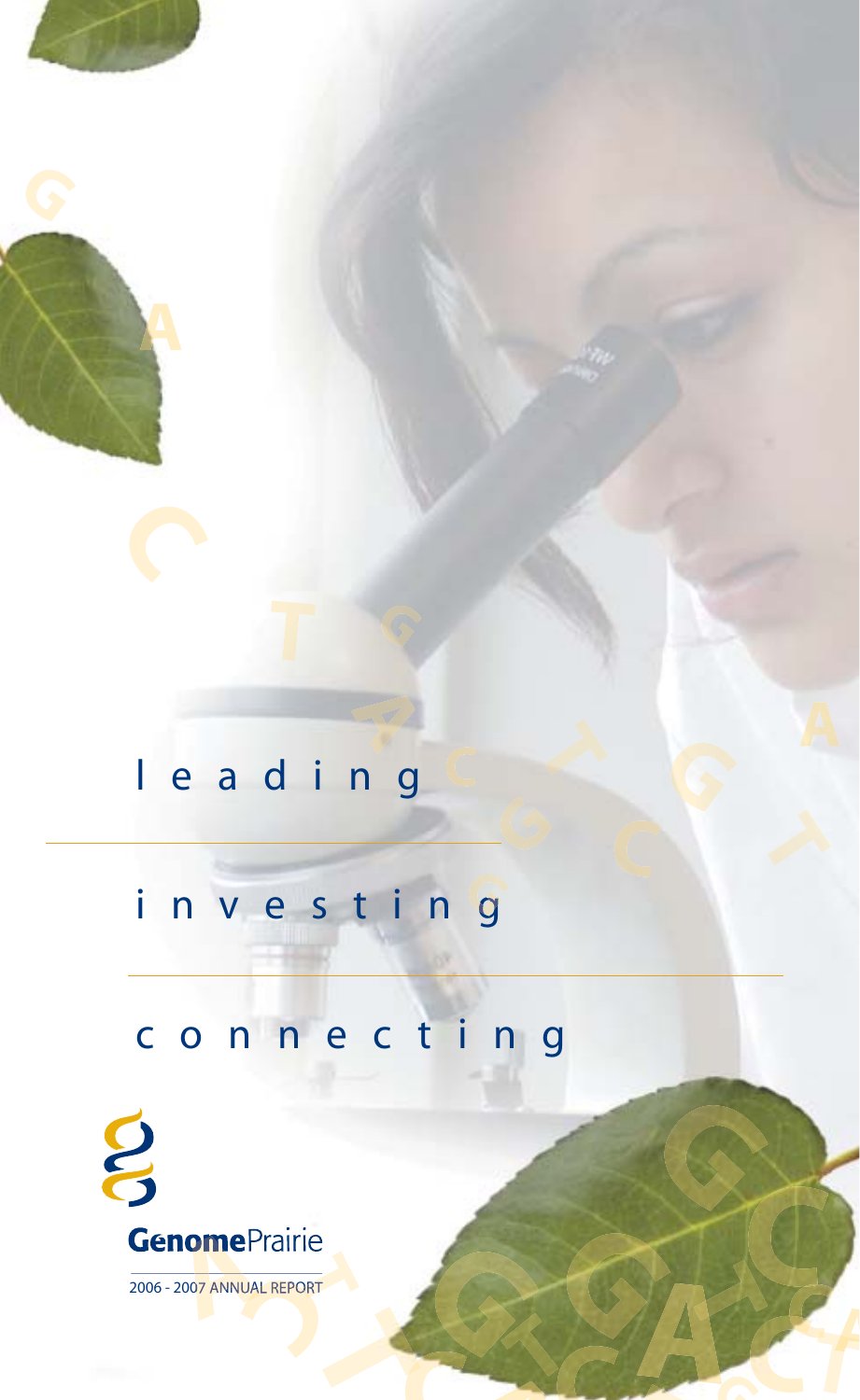leading

investing

connecting

GenomePrairie

2006 - 2007 ANNUAL REPORT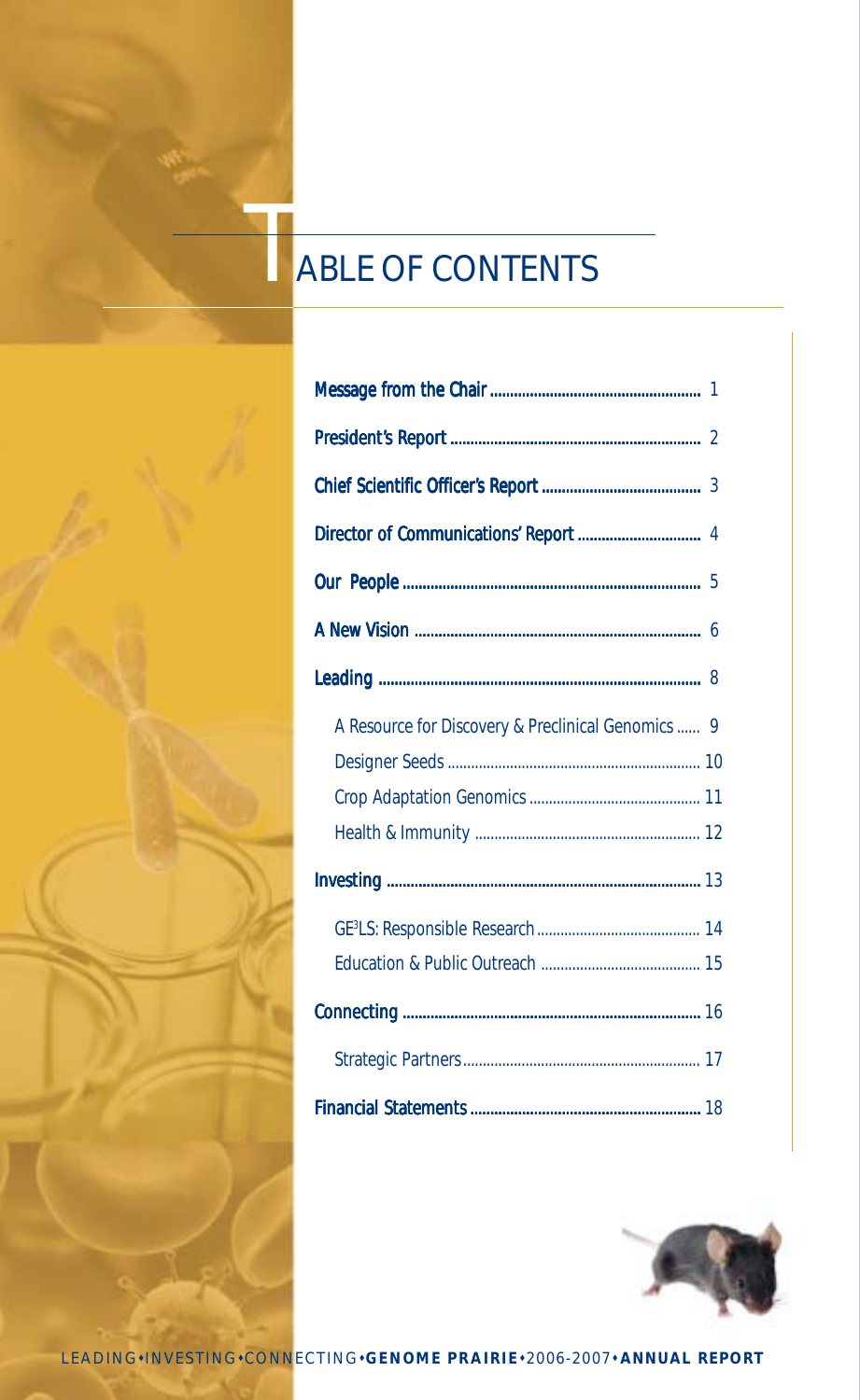# TABLE OF CONTENTS

**Message from the Chair** ..................................................... 1

**President's Report** ............................................................... 2

**Chief Scientific Officer's Report** ......................................... 3

**Director of Communications' Report** ................................. 4

**Our People** ............................................................................ 5

**A New Vision** ........................................................................ 6

**Leading** .................................................................................. 8

- A Resource for Discovery & Preclinical Genomics ...... 9
- Designer Seeds ................................................................ 10
- Crop Adaptation Genomics ............................................ 11
- Health & Immunity .......................................................... 12

**Investing** ................................................................................ 13

- GE[3]LS: Responsible Research .......................................... 14
- Education & Public Outreach ......................................... 15

**Connecting** ............................................................................ 16

- Strategic Partners ............................................................. 17

**Financial Statements** ........................................................... 18

LEADING • INVESTING • CONNECTING • **GENOME PRAIRIE** • 2006-2007 • **ANNUAL REPORT**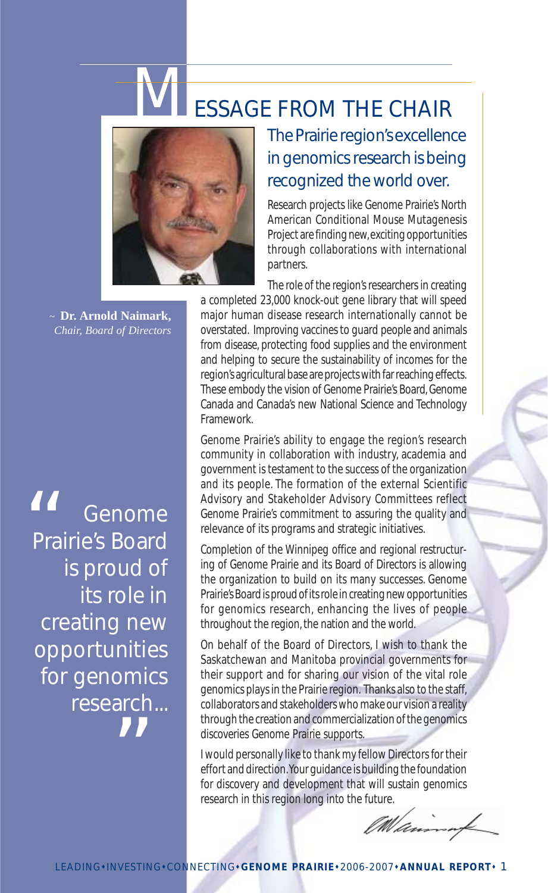# MESSAGE FROM THE CHAIR

~ **Dr. Arnold Naimark,**
*Chair, Board of Directors*

> "Genome Prairie's Board is proud of its role in creating new opportunities for genomics research..."

## The Prairie region's excellence in genomics research is being recognized the world over.

Research projects like Genome Prairie's North American Conditional Mouse Mutagenesis Project are finding new, exciting opportunities through collaborations with international partners.

The role of the region's researchers in creating a completed 23,000 knock-out gene library that will speed major human disease research internationally cannot be overstated. Improving vaccines to guard people and animals from disease, protecting food supplies and the environment and helping to secure the sustainability of incomes for the region's agricultural base are projects with far reaching effects. These embody the vision of Genome Prairie's Board, Genome Canada and Canada's new National Science and Technology Framework.

Genome Prairie's ability to engage the region's research community in collaboration with industry, academia and government is testament to the success of the organization and its people. The formation of the external Scientific Advisory and Stakeholder Advisory Committees reflect Genome Prairie's commitment to assuring the quality and relevance of its programs and strategic initiatives.

Completion of the Winnipeg office and regional restructuring of Genome Prairie and its Board of Directors is allowing the organization to build on its many successes. Genome Prairie's Board is proud of its role in creating new opportunities for genomics research, enhancing the lives of people throughout the region, the nation and the world.

On behalf of the Board of Directors, I wish to thank the Saskatchewan and Manitoba provincial governments for their support and for sharing our vision of the vital role genomics plays in the Prairie region. Thanks also to the staff, collaborators and stakeholders who make our vision a reality through the creation and commercialization of the genomics discoveries Genome Prairie supports.

I would personally like to thank my fellow Directors for their effort and direction. Your guidance is building the foundation for discovery and development that will sustain genomics research in this region long into the future.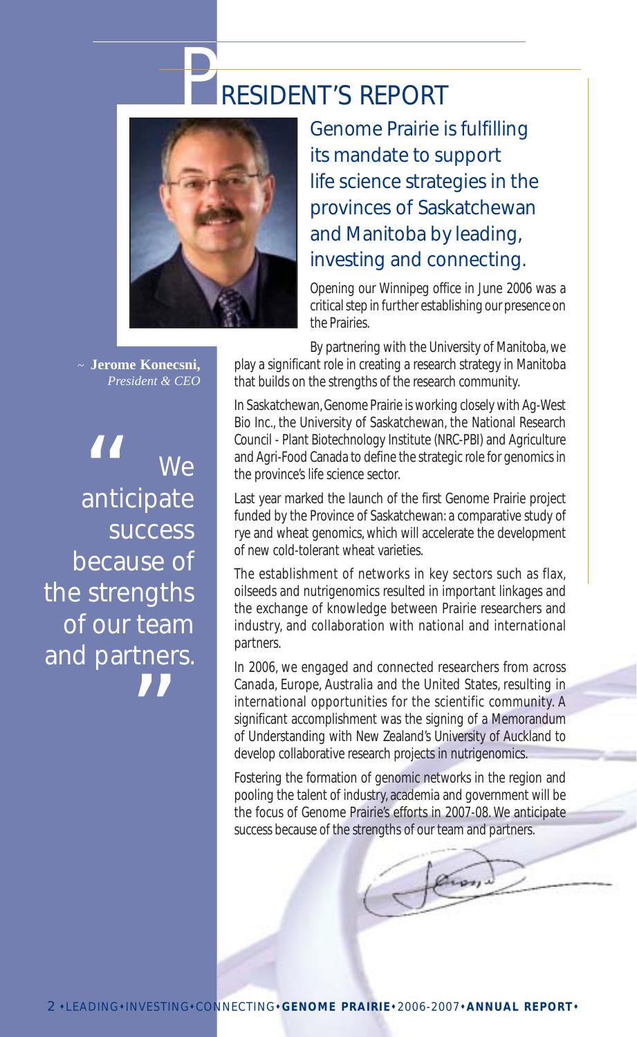# PRESIDENT'S REPORT

~ **Jerome Konecsni,**
*President & CEO*

> "We anticipate success because of the strengths of our team and partners."

## Genome Prairie is fulfilling its mandate to support life science strategies in the provinces of Saskatchewan and Manitoba by leading, investing and connecting.

Opening our Winnipeg office in June 2006 was a critical step in further establishing our presence on the Prairies.

By partnering with the University of Manitoba, we play a significant role in creating a research strategy in Manitoba that builds on the strengths of the research community.

In Saskatchewan, Genome Prairie is working closely with Ag-West Bio Inc., the University of Saskatchewan, the National Research Council - Plant Biotechnology Institute (NRC-PBI) and Agriculture and Agri-Food Canada to define the strategic role for genomics in the province's life science sector.

Last year marked the launch of the first Genome Prairie project funded by the Province of Saskatchewan: a comparative study of rye and wheat genomics, which will accelerate the development of new cold-tolerant wheat varieties.

The establishment of networks in key sectors such as flax, oilseeds and nutrigenomics resulted in important linkages and the exchange of knowledge between Prairie researchers and industry, and collaboration with national and international partners.

In 2006, we engaged and connected researchers from across Canada, Europe, Australia and the United States, resulting in international opportunities for the scientific community. A significant accomplishment was the signing of a Memorandum of Understanding with New Zealand's University of Auckland to develop collaborative research projects in nutrigenomics.

Fostering the formation of genomic networks in the region and pooling the talent of industry, academia and government will be the focus of Genome Prairie's efforts in 2007-08. We anticipate success because of the strengths of our team and partners.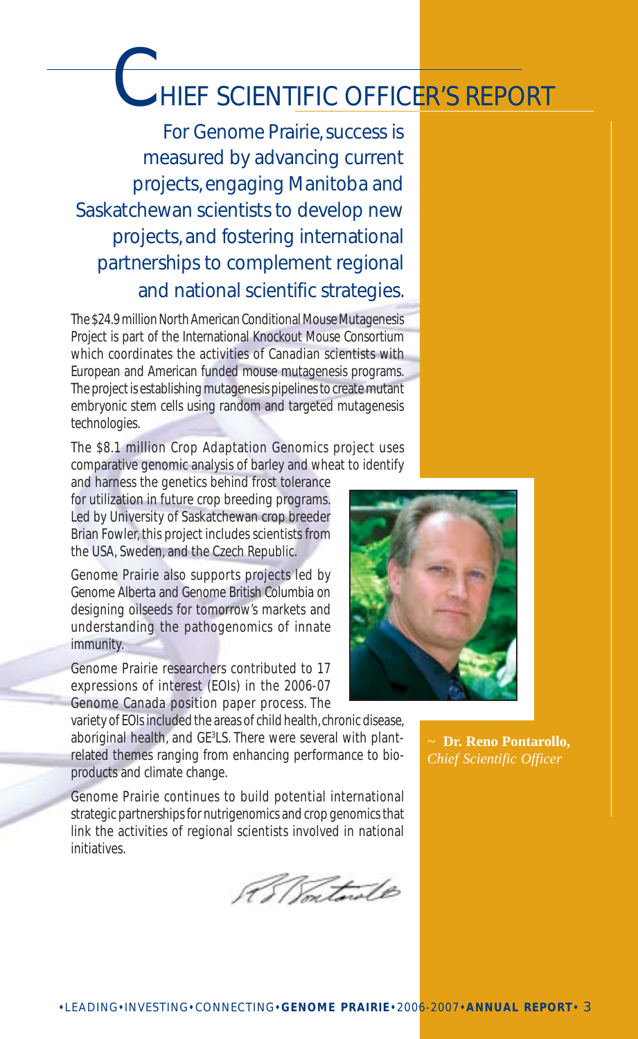# CHIEF SCIENTIFIC OFFICER'S REPORT

For Genome Prairie, success is measured by advancing current projects, engaging Manitoba and Saskatchewan scientists to develop new projects, and fostering international partnerships to complement regional and national scientific strategies.

The $24.9 million North American Conditional Mouse Mutagenesis Project is part of the International Knockout Mouse Consortium which coordinates the activities of Canadian scientists with European and American funded mouse mutagenesis programs. The project is establishing mutagenesis pipelines to create mutant embryonic stem cells using random and targeted mutagenesis technologies.

The $8.1 million Crop Adaptation Genomics project uses comparative genomic analysis of barley and wheat to identify and harness the genetics behind frost tolerance for utilization in future crop breeding programs. Led by University of Saskatchewan crop breeder Brian Fowler, this project includes scientists from the USA, Sweden, and the Czech Republic.

Genome Prairie also supports projects led by Genome Alberta and Genome British Columbia on designing oilseeds for tomorrow's markets and understanding the pathogenomics of innate immunity.

Genome Prairie researchers contributed to 17 expressions of interest (EOIs) in the 2006-07 Genome Canada position paper process. The variety of EOIs included the areas of child health, chronic disease, aboriginal health, and GE³LS. There were several with plant-related themes ranging from enhancing performance to bio-products and climate change.

Genome Prairie continues to build potential international strategic partnerships for nutrigenomics and crop genomics that link the activities of regional scientists involved in national initiatives.

~ **Dr. Reno Pontarollo,**
*Chief Scientific Officer*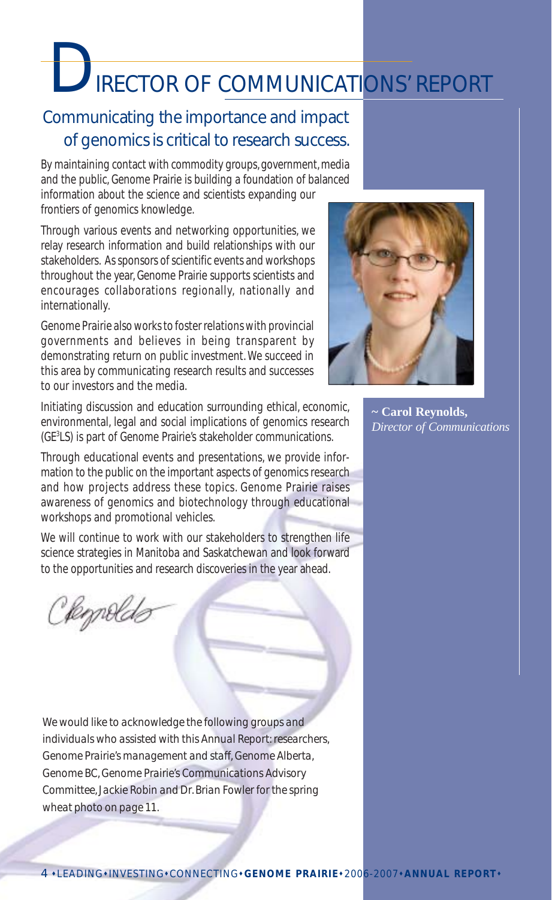# DIRECTOR OF COMMUNICATIONS' REPORT

## Communicating the importance and impact of genomics is critical to research success.

By maintaining contact with commodity groups, government, media and the public, Genome Prairie is building a foundation of balanced information about the science and scientists expanding our frontiers of genomics knowledge.

Through various events and networking opportunities, we relay research information and build relationships with our stakeholders. As sponsors of scientific events and workshops throughout the year, Genome Prairie supports scientists and encourages collaborations regionally, nationally and internationally.

Genome Prairie also works to foster relations with provincial governments and believes in being transparent by demonstrating return on public investment. We succeed in this area by communicating research results and successes to our investors and the media.

Initiating discussion and education surrounding ethical, economic, environmental, legal and social implications of genomics research ($GE^3LS$) is part of Genome Prairie's stakeholder communications.

Through educational events and presentations, we provide information to the public on the important aspects of genomics research and how projects address these topics. Genome Prairie raises awareness of genomics and biotechnology through educational workshops and promotional vehicles.

We will continue to work with our stakeholders to strengthen life science strategies in Manitoba and Saskatchewan and look forward to the opportunities and research discoveries in the year ahead.

CReynolds

~ **Carol Reynolds,**
*Director of Communications*

*We would like to acknowledge the following groups and individuals who assisted with this Annual Report: researchers, Genome Prairie's management and staff, Genome Alberta, Genome BC, Genome Prairie's Communications Advisory Committee, Jackie Robin and Dr. Brian Fowler for the spring wheat photo on page 11.*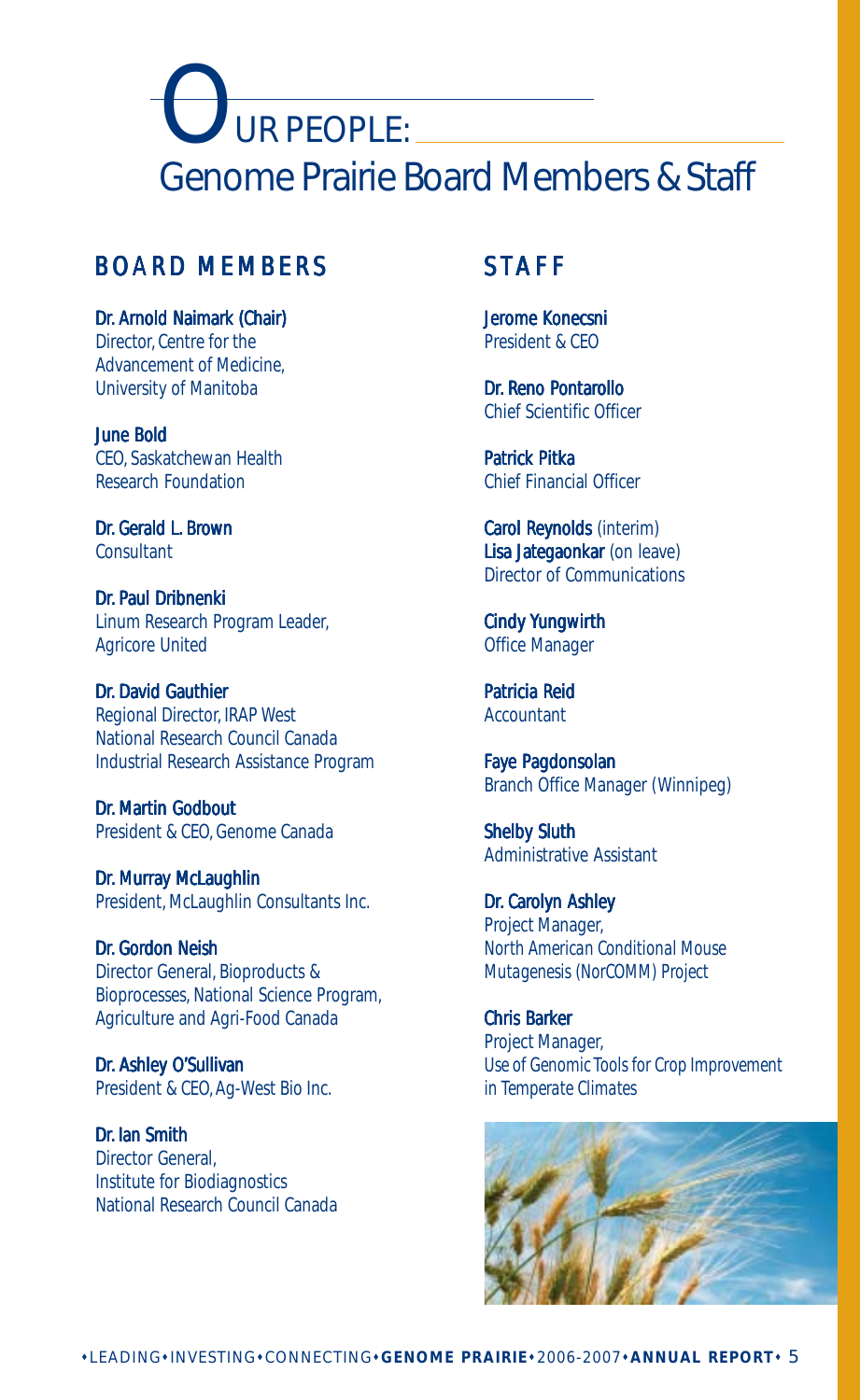# OUR PEOPLE: Genome Prairie Board Members & Staff

## BOARD MEMBERS

**Dr. Arnold Naimark (Chair)**
Director, Centre for the Advancement of Medicine, University of Manitoba

**June Bold**
CEO, Saskatchewan Health Research Foundation

**Dr. Gerald L. Brown**
Consultant

**Dr. Paul Dribnenki**
Linum Research Program Leader, Agricore United

**Dr. David Gauthier**
Regional Director, IRAP West
National Research Council Canada
Industrial Research Assistance Program

**Dr. Martin Godbout**
President & CEO, Genome Canada

**Dr. Murray McLaughlin**
President, McLaughlin Consultants Inc.

**Dr. Gordon Neish**
Director General, Bioproducts & Bioprocesses, National Science Program, Agriculture and Agri-Food Canada

**Dr. Ashley O'Sullivan**
President & CEO, Ag-West Bio Inc.

**Dr. Ian Smith**
Director General,
Institute for Biodiagnostics
National Research Council Canada

## STAFF

**Jerome Konecsni**
President & CEO

**Dr. Reno Pontarollo**
Chief Scientific Officer

**Patrick Pitka**
Chief Financial Officer

**Carol Reynolds** (interim)
**Lisa Jategaonkar** (on leave)
Director of Communications

**Cindy Yungwirth**
Office Manager

**Patricia Reid**
Accountant

**Faye Pagdonsolan**
Branch Office Manager (Winnipeg)

**Shelby Sluth**
Administrative Assistant

**Dr. Carolyn Ashley**
Project Manager,
*North American Conditional Mouse Mutagenesis (NorCOMM) Project*

**Chris Barker**
Project Manager,
*Use of Genomic Tools for Crop Improvement in Temperate Climates*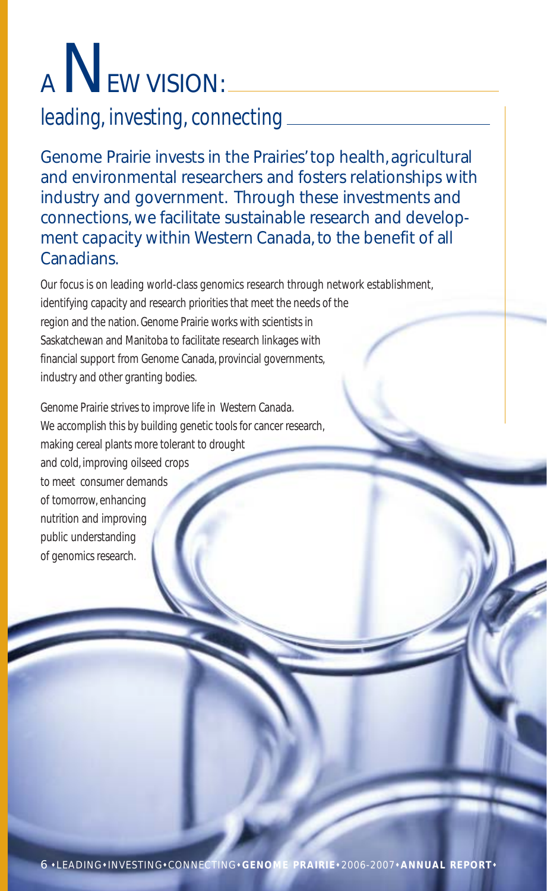# A NEW VISION:

## leading, investing, connecting

Genome Prairie invests in the Prairies' top health, agricultural and environmental researchers and fosters relationships with industry and government. Through these investments and connections, we facilitate sustainable research and development capacity within Western Canada, to the benefit of all Canadians.

Our focus is on leading world-class genomics research through network establishment, identifying capacity and research priorities that meet the needs of the region and the nation. Genome Prairie works with scientists in Saskatchewan and Manitoba to facilitate research linkages with financial support from Genome Canada, provincial governments, industry and other granting bodies.

Genome Prairie strives to improve life in Western Canada. We accomplish this by building genetic tools for cancer research, making cereal plants more tolerant to drought and cold, improving oilseed crops to meet consumer demands of tomorrow, enhancing nutrition and improving public understanding of genomics research.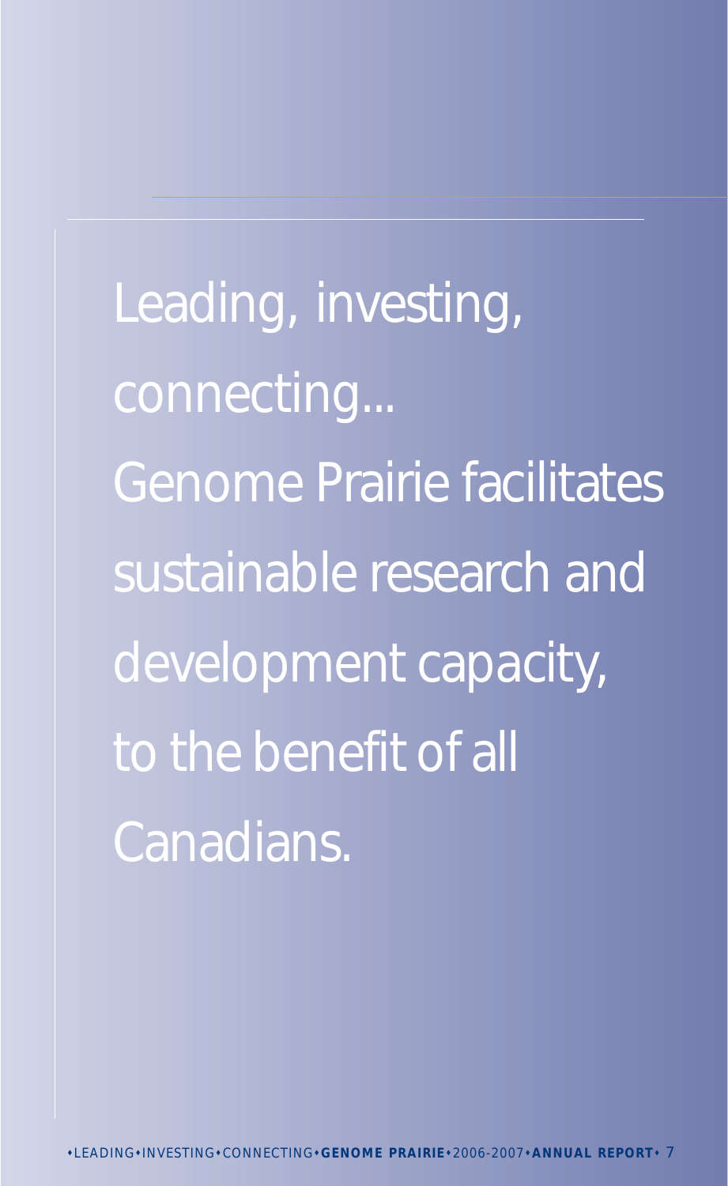Leading, investing, connecting...
Genome Prairie facilitates sustainable research and development capacity, to the benefit of all Canadians.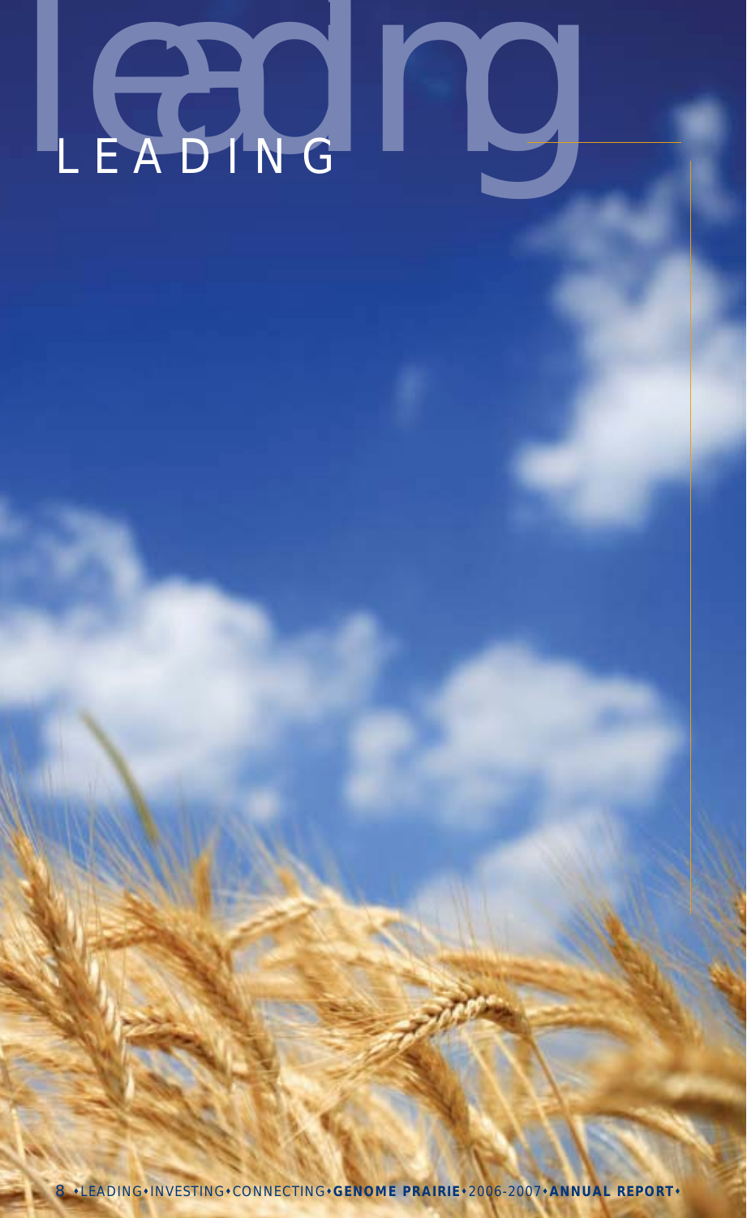# LEADING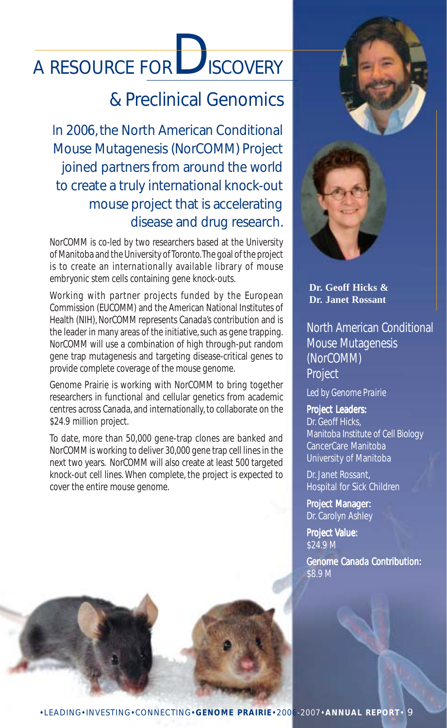# A RESOURCE FOR DISCOVERY

## & Preclinical Genomics

In 2006, the North American Conditional Mouse Mutagenesis (NorCOMM) Project joined partners from around the world to create a truly international knock-out mouse project that is accelerating disease and drug research.

NorCOMM is co-led by two researchers based at the University of Manitoba and the University of Toronto. The goal of the project is to create an internationally available library of mouse embryonic stem cells containing gene knock-outs.

Working with partner projects funded by the European Commission (EUCOMM) and the American National Institutes of Health (NIH), NorCOMM represents Canada's contribution and is the leader in many areas of the initiative, such as gene trapping. NorCOMM will use a combination of high through-put random gene trap mutagenesis and targeting disease-critical genes to provide complete coverage of the mouse genome.

Genome Prairie is working with NorCOMM to bring together researchers in functional and cellular genetics from academic centres across Canada, and internationally, to collaborate on the $24.9 million project.

To date, more than 50,000 gene-trap clones are banked and NorCOMM is working to deliver 30,000 gene trap cell lines in the next two years. NorCOMM will also create at least 500 targeted knock-out cell lines. When complete, the project is expected to cover the entire mouse genome.

**Dr. Geoff Hicks & Dr. Janet Rossant**

### North American Conditional Mouse Mutagenesis (NorCOMM) Project

*Led by Genome Prairie*

**Project Leaders:**
Dr. Geoff Hicks,
Manitoba Institute of Cell Biology
CancerCare Manitoba
University of Manitoba

Dr. Janet Rossant,
Hospital for Sick Children

**Project Manager:**
Dr. Carolyn Ashley

**Project Value:**
$24.9 M

**Genome Canada Contribution:**
$8.9 M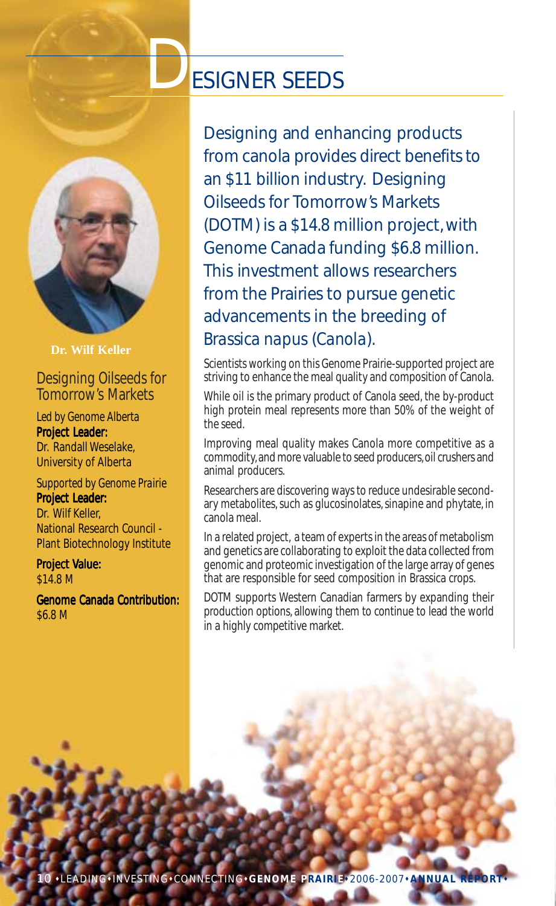# DESIGNER SEEDS

**Dr. Wilf Keller**

## Designing Oilseeds for Tomorrow's Markets

*Led by Genome Alberta*
**Project Leader:**
Dr. Randall Weselake,
University of Alberta

*Supported by Genome Prairie*
**Project Leader:**
Dr. Wilf Keller,
National Research Council - Plant Biotechnology Institute

**Project Value:**
$14.8 M

**Genome Canada Contribution:**
$6.8 M

Designing and enhancing products from canola provides direct benefits to an $11 billion industry. Designing Oilseeds for Tomorrow's Markets (DOTM) is a $14.8 million project, with Genome Canada funding $6.8 million. This investment allows researchers from the Prairies to pursue genetic advancements in the breeding of *Brassica napus (Canola)*.

Scientists working on this Genome Prairie-supported project are striving to enhance the meal quality and composition of Canola.

While oil is the primary product of Canola seed, the by-product high protein meal represents more than 50% of the weight of the seed.

Improving meal quality makes Canola more competitive as a commodity, and more valuable to seed producers, oil crushers and animal producers.

Researchers are discovering ways to reduce undesirable secondary metabolites, such as glucosinolates, sinapine and phytate, in canola meal.

In a related project, a team of experts in the areas of metabolism and genetics are collaborating to exploit the data collected from genomic and proteomic investigation of the large array of genes that are responsible for seed composition in Brassica crops.

DOTM supports Western Canadian farmers by expanding their production options, allowing them to continue to lead the world in a highly competitive market.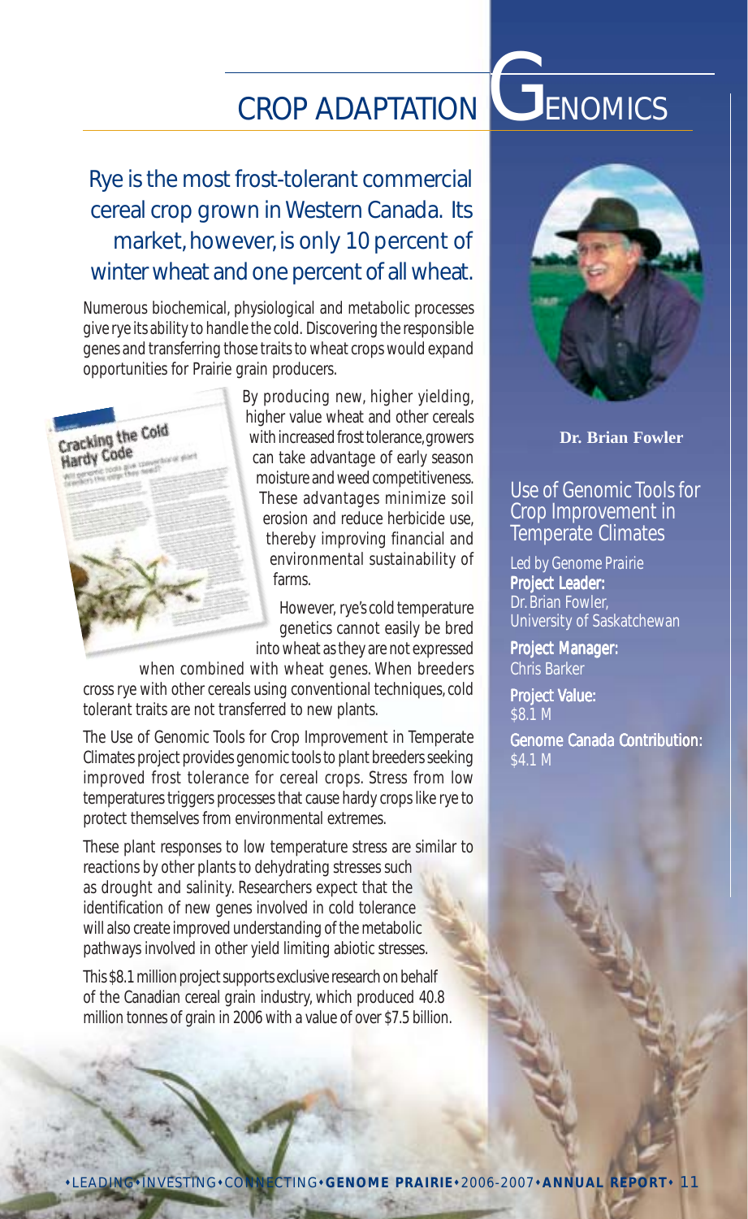# CROP ADAPTATION GENOMICS

## Rye is the most frost-tolerant commercial cereal crop grown in Western Canada. Its market, however, is only 10 percent of winter wheat and one percent of all wheat.

Numerous biochemical, physiological and metabolic processes give rye its ability to handle the cold. Discovering the responsible genes and transferring those traits to wheat crops would expand opportunities for Prairie grain producers.

By producing new, higher yielding, higher value wheat and other cereals with increased frost tolerance, growers can take advantage of early season moisture and weed competitiveness. These advantages minimize soil erosion and reduce herbicide use, thereby improving financial and environmental sustainability of farms.

However, rye's cold temperature genetics cannot easily be bred into wheat as they are not expressed when combined with wheat genes. When breeders cross rye with other cereals using conventional techniques, cold tolerant traits are not transferred to new plants.

The Use of Genomic Tools for Crop Improvement in Temperate Climates project provides genomic tools to plant breeders seeking improved frost tolerance for cereal crops. Stress from low temperatures triggers processes that cause hardy crops like rye to protect themselves from environmental extremes.

These plant responses to low temperature stress are similar to reactions by other plants to dehydrating stresses such as drought and salinity. Researchers expect that the identification of new genes involved in cold tolerance will also create improved understanding of the metabolic pathways involved in other yield limiting abiotic stresses.

This $8.1 million project supports exclusive research on behalf of the Canadian cereal grain industry, which produced 40.8 million tonnes of grain in 2006 with a value of over $7.5 billion.

**Dr. Brian Fowler**

### Use of Genomic Tools for Crop Improvement in Temperate Climates

Led by Genome Prairie

**Project Leader:**
Dr. Brian Fowler, University of Saskatchewan

**Project Manager:**
Chris Barker

**Project Value:**
$8.1 M

**Genome Canada Contribution:**
$4.1 M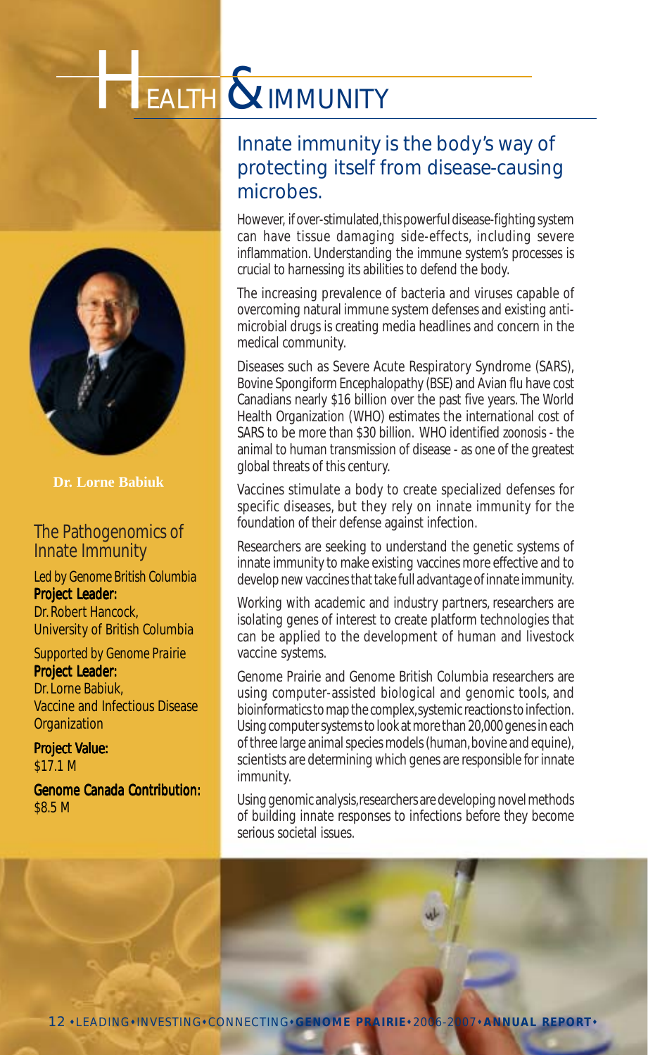# HEALTH & IMMUNITY

Dr. Lorne Babiuk

## The Pathogenomics of Innate Immunity

Led by Genome British Columbia

**Project Leader:**
Dr. Robert Hancock,
University of British Columbia

Supported by Genome Prairie

**Project Leader:**
Dr. Lorne Babiuk,
Vaccine and Infectious Disease Organization

**Project Value:**
$17.1 M

**Genome Canada Contribution:**
$8.5 M

## Innate immunity is the body's way of protecting itself from disease-causing microbes.

However, if over-stimulated, this powerful disease-fighting system can have tissue damaging side-effects, including severe inflammation. Understanding the immune system's processes is crucial to harnessing its abilities to defend the body.

The increasing prevalence of bacteria and viruses capable of overcoming natural immune system defenses and existing anti-microbial drugs is creating media headlines and concern in the medical community.

Diseases such as Severe Acute Respiratory Syndrome (SARS), Bovine Spongiform Encephalopathy (BSE) and Avian flu have cost Canadians nearly $16 billion over the past five years. The World Health Organization (WHO) estimates the international cost of SARS to be more than $30 billion. WHO identified zoonosis - the animal to human transmission of disease - as one of the greatest global threats of this century.

Vaccines stimulate a body to create specialized defenses for specific diseases, but they rely on innate immunity for the foundation of their defense against infection.

Researchers are seeking to understand the genetic systems of innate immunity to make existing vaccines more effective and to develop new vaccines that take full advantage of innate immunity.

Working with academic and industry partners, researchers are isolating genes of interest to create platform technologies that can be applied to the development of human and livestock vaccine systems.

Genome Prairie and Genome British Columbia researchers are using computer-assisted biological and genomic tools, and bioinformatics to map the complex, systemic reactions to infection. Using computer systems to look at more than 20,000 genes in each of three large animal species models (human, bovine and equine), scientists are determining which genes are responsible for innate immunity.

Using genomic analysis, researchers are developing novel methods of building innate responses to infections before they become serious societal issues.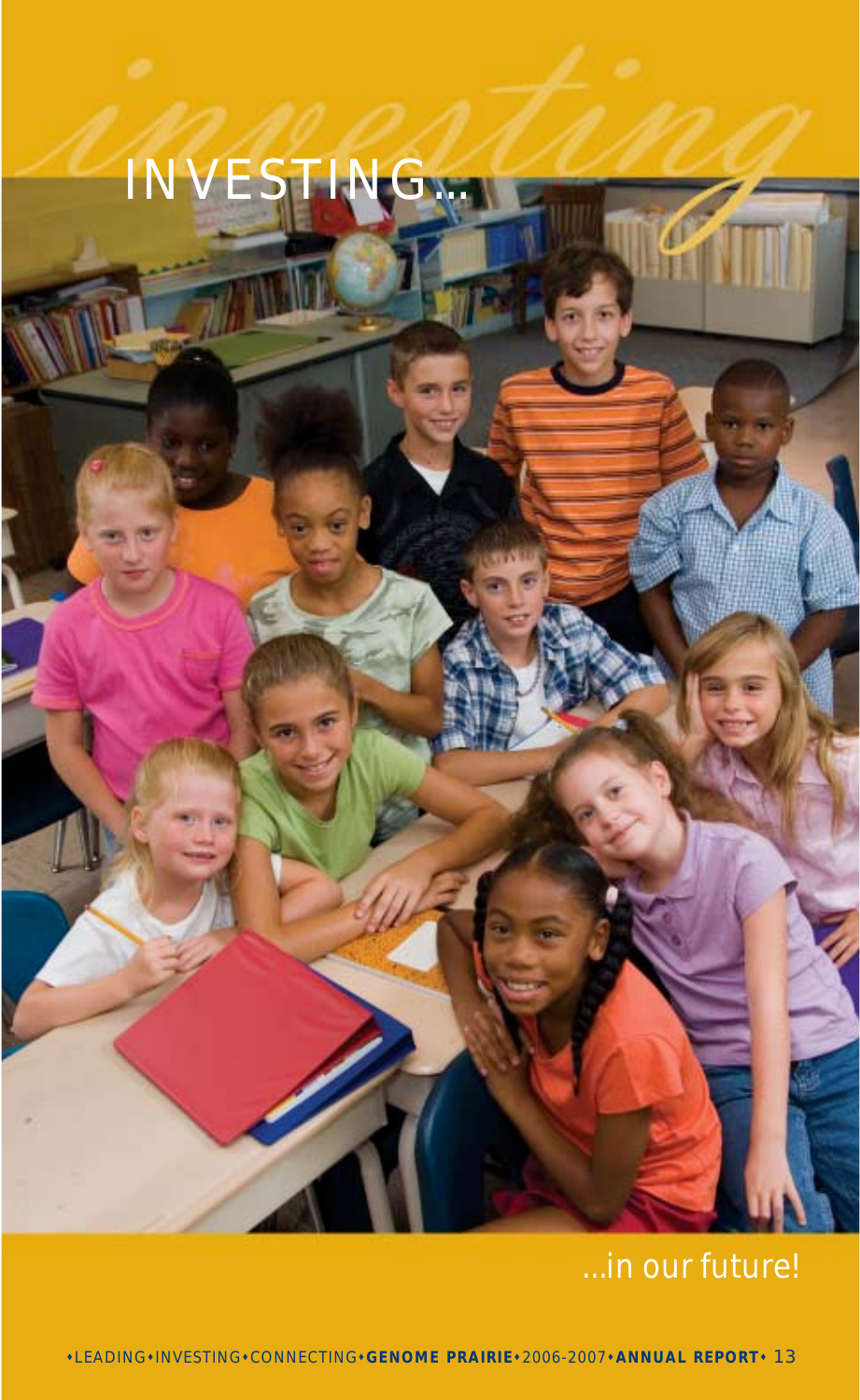# INVESTING...

...in our future!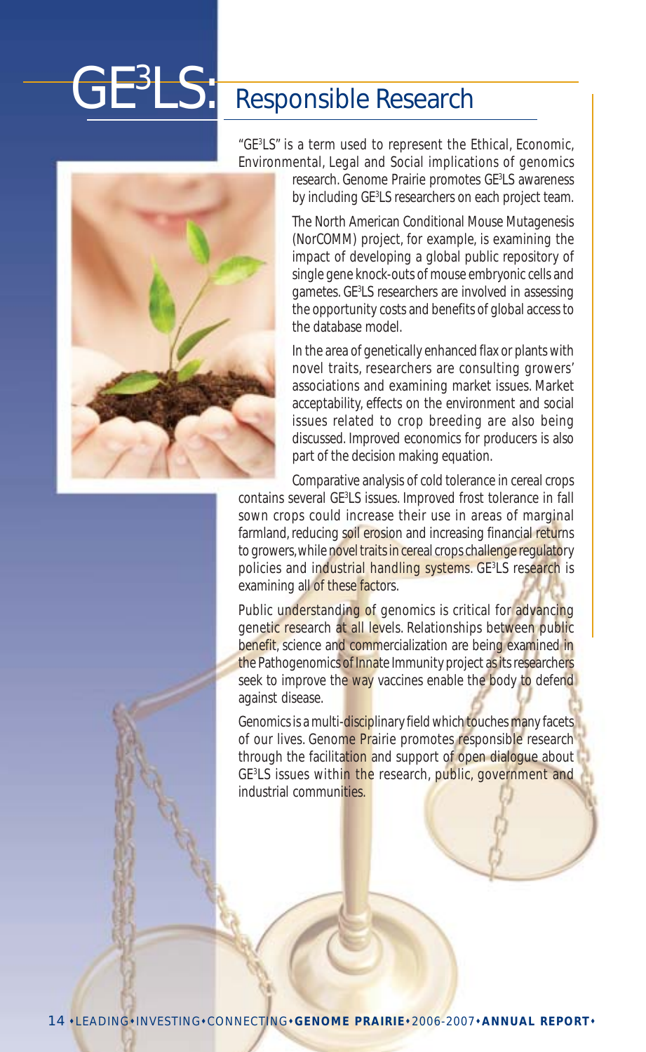# GE³LS: Responsible Research

"GE³LS" is a term used to represent the Ethical, Economic, Environmental, Legal and Social implications of genomics research. Genome Prairie promotes GE³LS awareness by including GE³LS researchers on each project team.

The North American Conditional Mouse Mutagenesis (NorCOMM) project, for example, is examining the impact of developing a global public repository of single gene knock-outs of mouse embryonic cells and gametes. GE³LS researchers are involved in assessing the opportunity costs and benefits of global access to the database model.

In the area of genetically enhanced flax or plants with novel traits, researchers are consulting growers' associations and examining market issues. Market acceptability, effects on the environment and social issues related to crop breeding are also being discussed. Improved economics for producers is also part of the decision making equation.

Comparative analysis of cold tolerance in cereal crops contains several GE³LS issues. Improved frost tolerance in fall sown crops could increase their use in areas of marginal farmland, reducing soil erosion and increasing financial returns to growers, while novel traits in cereal crops challenge regulatory policies and industrial handling systems. GE³LS research is examining all of these factors.

Public understanding of genomics is critical for advancing genetic research at all levels. Relationships between public benefit, science and commercialization are being examined in the Pathogenomics of Innate Immunity project as its researchers seek to improve the way vaccines enable the body to defend against disease.

Genomics is a multi-disciplinary field which touches many facets of our lives. Genome Prairie promotes responsible research through the facilitation and support of open dialogue about GE³LS issues within the research, public, government and industrial communities.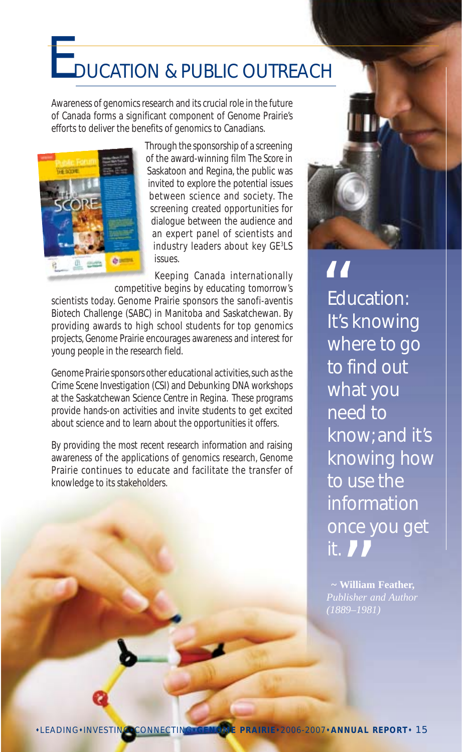# EDUCATION & PUBLIC OUTREACH

Awareness of genomics research and its crucial role in the future of Canada forms a significant component of Genome Prairie's efforts to deliver the benefits of genomics to Canadians.

Through the sponsorship of a screening of the award-winning film The Score in Saskatoon and Regina, the public was invited to explore the potential issues between science and society. The screening created opportunities for dialogue between the audience and an expert panel of scientists and industry leaders about key $GE^3LS$ issues.

Keeping Canada internationally competitive begins by educating tomorrow's scientists today. Genome Prairie sponsors the sanofi-aventis Biotech Challenge (SABC) in Manitoba and Saskatchewan. By providing awards to high school students for top genomics projects, Genome Prairie encourages awareness and interest for young people in the research field.

Genome Prairie sponsors other educational activities, such as the Crime Scene Investigation (CSI) and Debunking DNA workshops at the Saskatchewan Science Centre in Regina. These programs provide hands-on activities and invite students to get excited about science and to learn about the opportunities it offers.

By providing the most recent research information and raising awareness of the applications of genomics research, Genome Prairie continues to educate and facilitate the transfer of knowledge to its stakeholders.

> "Education: It's knowing where to go to find out what you need to know; and it's knowing how to use the information once you get it."
>
> **~ William Feather,** *Publisher and Author (1889–1981)*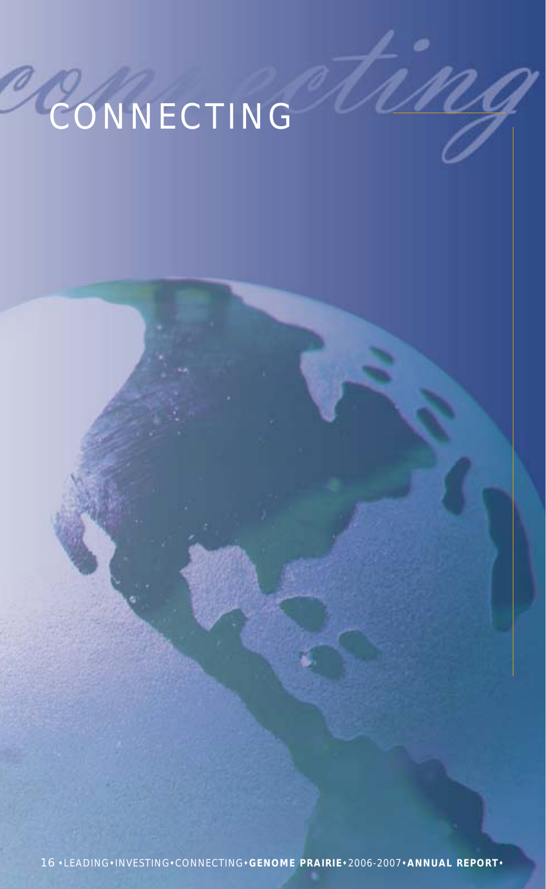# CONNECTING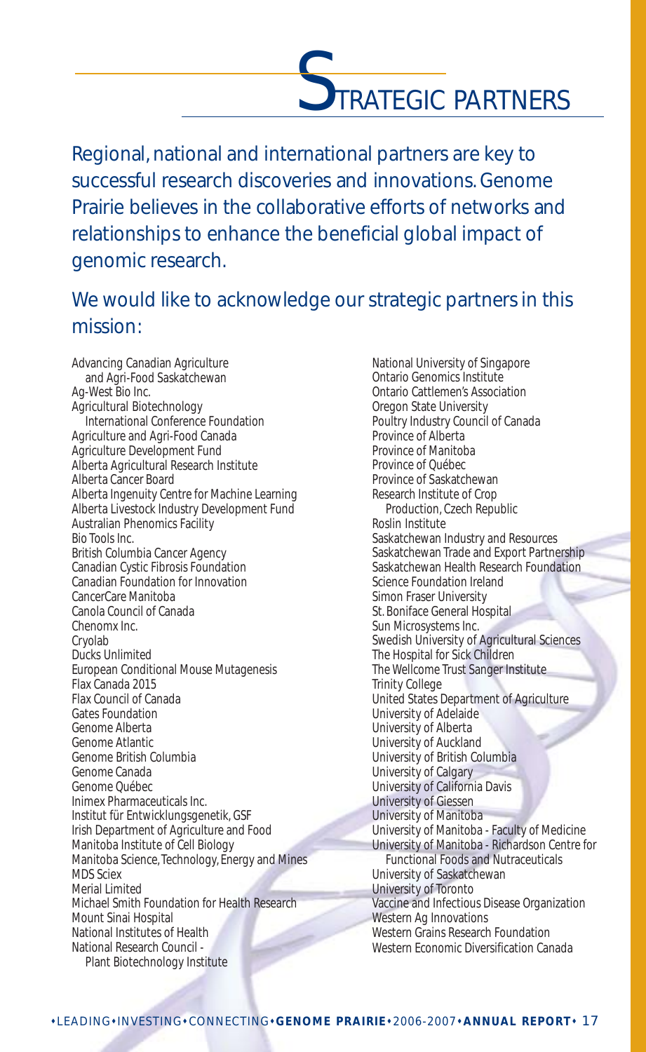# STRATEGIC PARTNERS

Regional, national and international partners are key to successful research discoveries and innovations. Genome Prairie believes in the collaborative efforts of networks and relationships to enhance the beneficial global impact of genomic research.

## We would like to acknowledge our strategic partners in this mission:

- Advancing Canadian Agriculture and Agri-Food Saskatchewan
- Ag-West Bio Inc.
- Agricultural Biotechnology International Conference Foundation
- Agriculture and Agri-Food Canada
- Agriculture Development Fund
- Alberta Agricultural Research Institute
- Alberta Cancer Board
- Alberta Ingenuity Centre for Machine Learning
- Alberta Livestock Industry Development Fund
- Australian Phenomics Facility
- Bio Tools Inc.
- British Columbia Cancer Agency
- Canadian Cystic Fibrosis Foundation
- Canadian Foundation for Innovation
- CancerCare Manitoba
- Canola Council of Canada
- Chenomx Inc.
- Cryolab
- Ducks Unlimited
- European Conditional Mouse Mutagenesis
- Flax Canada 2015
- Flax Council of Canada
- Gates Foundation
- Genome Alberta
- Genome Atlantic
- Genome British Columbia
- Genome Canada
- Genome Québec
- Inimex Pharmaceuticals Inc.
- Institut für Entwicklungsgenetik, GSF
- Irish Department of Agriculture and Food
- Manitoba Institute of Cell Biology
- Manitoba Science, Technology, Energy and Mines
- MDS Sciex
- Merial Limited
- Michael Smith Foundation for Health Research
- Mount Sinai Hospital
- National Institutes of Health
- National Research Council - Plant Biotechnology Institute
- National University of Singapore
- Ontario Genomics Institute
- Ontario Cattlemen's Association
- Oregon State University
- Poultry Industry Council of Canada
- Province of Alberta
- Province of Manitoba
- Province of Québec
- Province of Saskatchewan
- Research Institute of Crop Production, Czech Republic
- Roslin Institute
- Saskatchewan Industry and Resources
- Saskatchewan Trade and Export Partnership
- Saskatchewan Health Research Foundation
- Science Foundation Ireland
- Simon Fraser University
- St. Boniface General Hospital
- Sun Microsystems Inc.
- Swedish University of Agricultural Sciences
- The Hospital for Sick Children
- The Wellcome Trust Sanger Institute
- Trinity College
- United States Department of Agriculture
- University of Adelaide
- University of Alberta
- University of Auckland
- University of British Columbia
- University of Calgary
- University of California Davis
- University of Giessen
- University of Manitoba
- University of Manitoba - Faculty of Medicine
- University of Manitoba - Richardson Centre for Functional Foods and Nutraceuticals
- University of Saskatchewan
- University of Toronto
- Vaccine and Infectious Disease Organization
- Western Ag Innovations
- Western Grains Research Foundation
- Western Economic Diversification Canada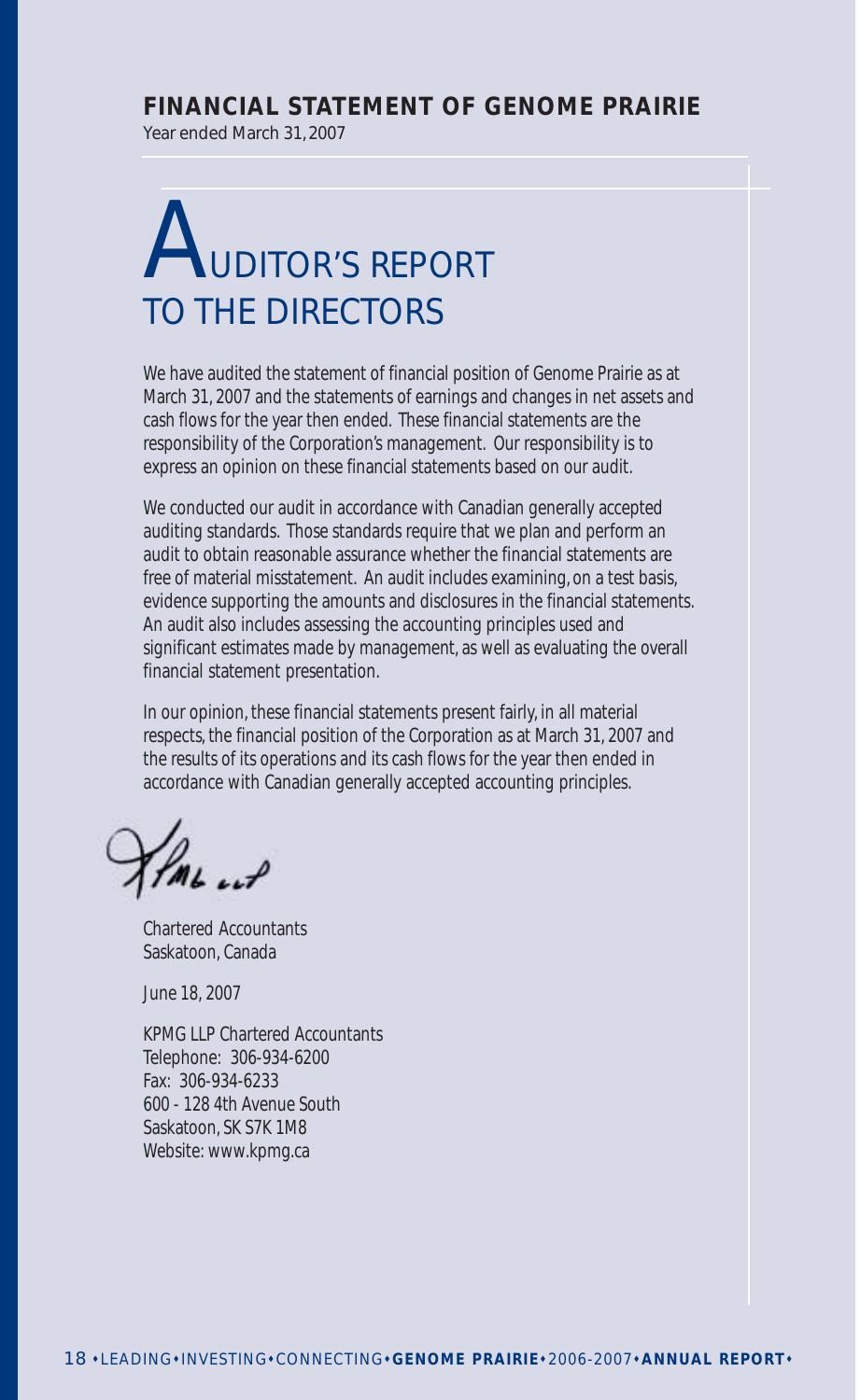## FINANCIAL STATEMENT OF GENOME PRAIRIE

Year ended March 31, 2007

# AUDITOR'S REPORT TO THE DIRECTORS

We have audited the statement of financial position of Genome Prairie as at March 31, 2007 and the statements of earnings and changes in net assets and cash flows for the year then ended. These financial statements are the responsibility of the Corporation's management. Our responsibility is to express an opinion on these financial statements based on our audit.

We conducted our audit in accordance with Canadian generally accepted auditing standards. Those standards require that we plan and perform an audit to obtain reasonable assurance whether the financial statements are free of material misstatement. An audit includes examining, on a test basis, evidence supporting the amounts and disclosures in the financial statements. An audit also includes assessing the accounting principles used and significant estimates made by management, as well as evaluating the overall financial statement presentation.

In our opinion, these financial statements present fairly, in all material respects, the financial position of the Corporation as at March 31, 2007 and the results of its operations and its cash flows for the year then ended in accordance with Canadian generally accepted accounting principles.

KPMG LLP

Chartered Accountants
Saskatoon, Canada

June 18, 2007

KPMG LLP Chartered Accountants
Telephone: 306-934-6200
Fax: 306-934-6233
600 - 128 4th Avenue South
Saskatoon, SK S7K 1M8
Website: www.kpmg.ca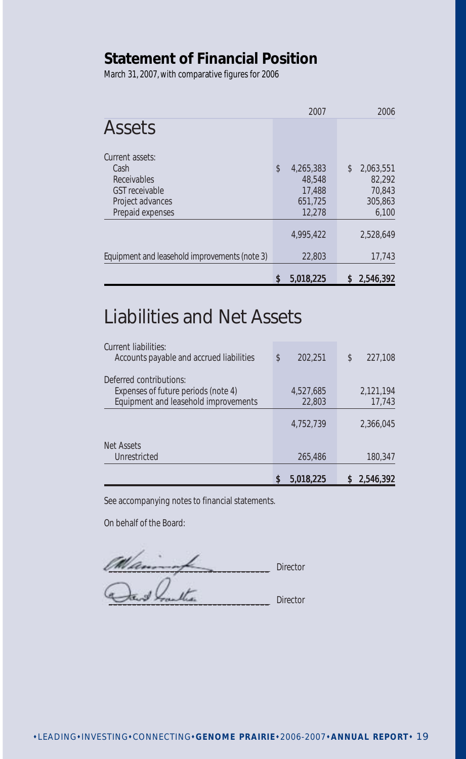## Statement of Financial Position

March 31, 2007, with comparative figures for 2006

| | 2007 | 2006 |
|---|---|---|
| **Assets** | | |
| Current assets: | | |
| Cash | $ 4,265,383 | $ 2,063,551 |
| Receivables | 48,548 | 82,292 |
| GST receivable | 17,488 | 70,843 |
| Project advances | 651,725 | 305,863 |
| Prepaid expenses | 12,278 | 6,100 |
| | 4,995,422 | 2,528,649 |
| Equipment and leasehold improvements (note 3) | 22,803 | 17,743 |
| | **$ 5,018,225** | **$ 2,546,392** |

## Liabilities and Net Assets

| | 2007 | 2006 |
|---|---|---|
| Current liabilities: | | |
| Accounts payable and accrued liabilities | $ 202,251 | $ 227,108 |
| Deferred contributions: | | |
| Expenses of future periods (note 4) | 4,527,685 | 2,121,194 |
| Equipment and leasehold improvements | 22,803 | 17,743 |
| | 4,752,739 | 2,366,045 |
| Net Assets | | |
| Unrestricted | 265,486 | 180,347 |
| | **$ 5,018,225** | **$ 2,546,392** |

See accompanying notes to financial statements.

On behalf of the Board:

_______________ Director

_______________ Director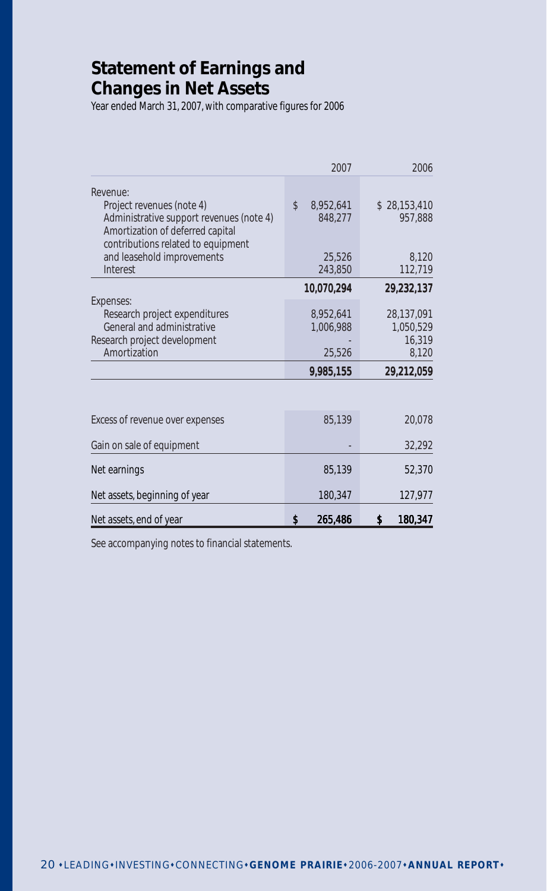# Statement of Earnings and Changes in Net Assets

Year ended March 31, 2007, with comparative figures for 2006

| | 2007 | 2006 |
|---|---|---|
| Revenue: | | |
| Project revenues (note 4) | $ 8,952,641 | $ 28,153,410 |
| Administrative support revenues (note 4) | 848,277 | 957,888 |
| Amortization of deferred capital contributions related to equipment and leasehold improvements | 25,526 | 8,120 |
| Interest | 243,850 | 112,719 |
| | **10,070,294** | **29,232,137** |
| Expenses: | | |
| Research project expenditures | 8,952,641 | 28,137,091 |
| General and administrative | 1,006,988 | 1,050,529 |
| Research project development | - | 16,319 |
| Amortization | 25,526 | 8,120 |
| | **9,985,155** | **29,212,059** |
| Excess of revenue over expenses | 85,139 | 20,078 |
| Gain on sale of equipment | - | 32,292 |
| Net earnings | 85,139 | 52,370 |
| Net assets, beginning of year | 180,347 | 127,977 |
| Net assets, end of year | **$ 265,486** | **$ 180,347** |

See accompanying notes to financial statements.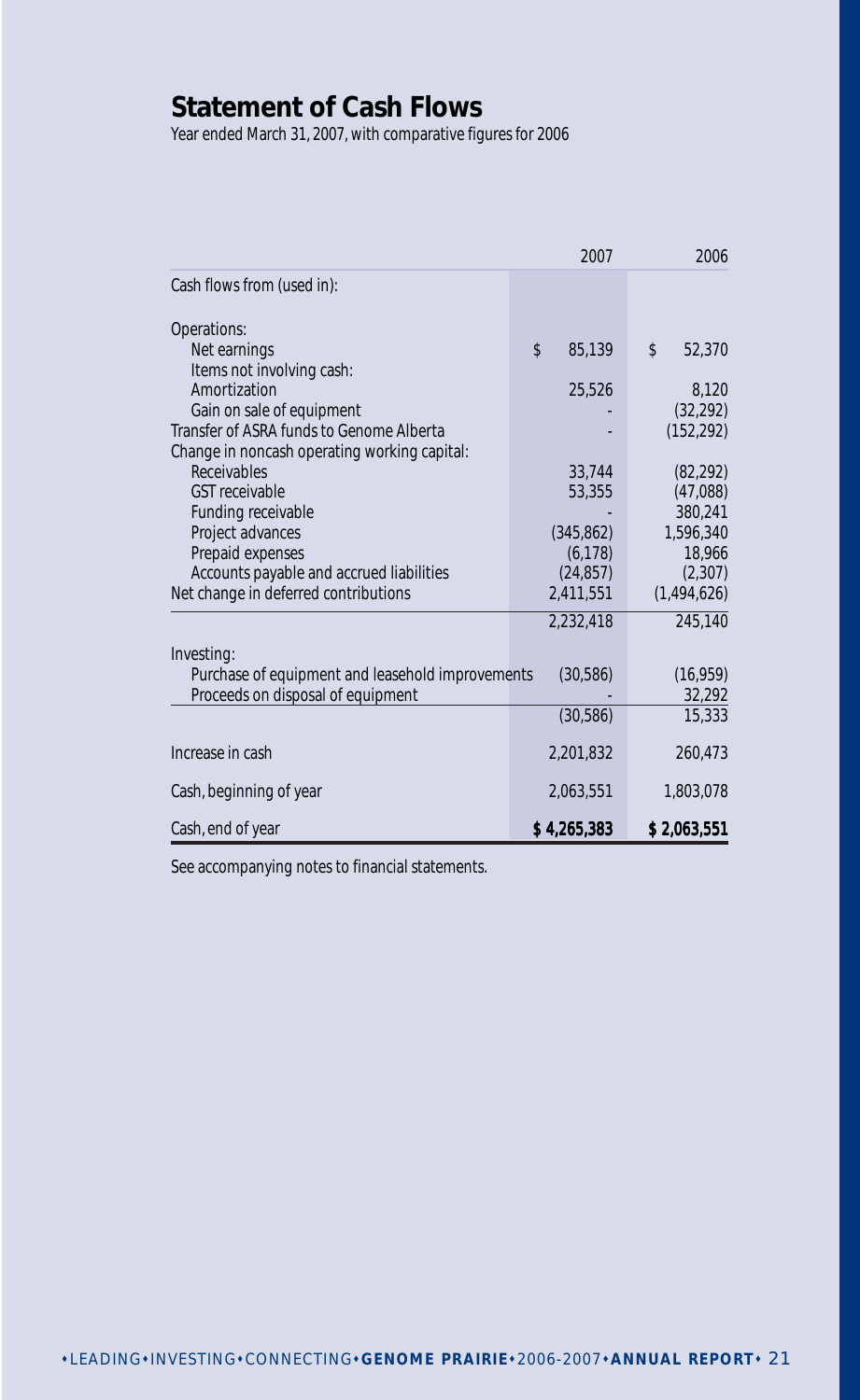# Statement of Cash Flows

Year ended March 31, 2007, with comparative figures for 2006

| | 2007 | 2006 |
|---|---|---|
| Cash flows from (used in): | | |
| Operations: | | |
| Net earnings | $ 85,139 | $ 52,370 |
| Items not involving cash: | | |
| Amortization | 25,526 | 8,120 |
| Gain on sale of equipment | - | (32,292) |
| Transfer of ASRA funds to Genome Alberta | - | (152,292) |
| Change in noncash operating working capital: | | |
| Receivables | 33,744 | (82,292) |
| GST receivable | 53,355 | (47,088) |
| Funding receivable | - | 380,241 |
| Project advances | (345,862) | 1,596,340 |
| Prepaid expenses | (6,178) | 18,966 |
| Accounts payable and accrued liabilities | (24,857) | (2,307) |
| Net change in deferred contributions | 2,411,551 | (1,494,626) |
| | 2,232,418 | 245,140 |
| Investing: | | |
| Purchase of equipment and leasehold improvements | (30,586) | (16,959) |
| Proceeds on disposal of equipment | - | 32,292 |
| | (30,586) | 15,333 |
| Increase in cash | 2,201,832 | 260,473 |
| Cash, beginning of year | 2,063,551 | 1,803,078 |
| Cash, end of year | **$ 4,265,383** | **$ 2,063,551** |

See accompanying notes to financial statements.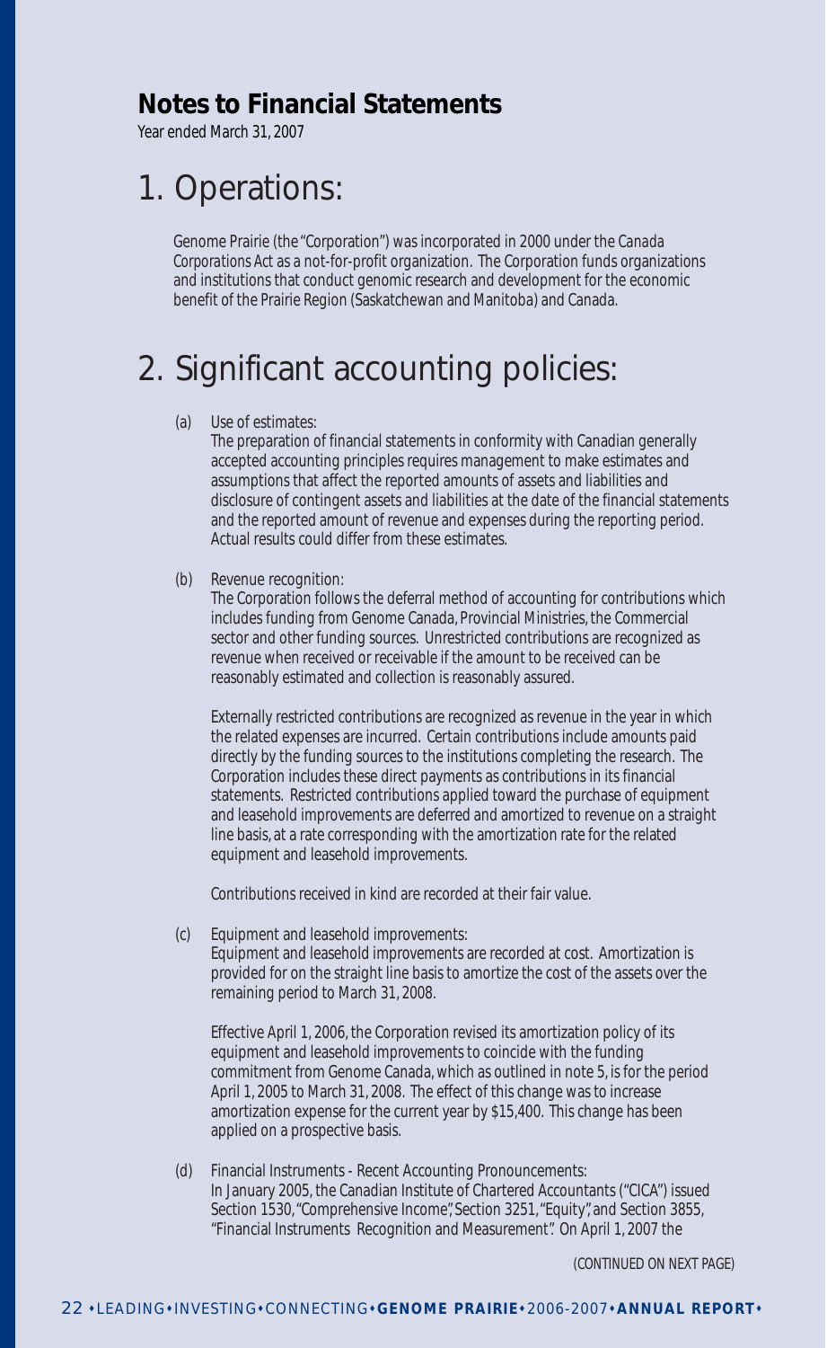## Notes to Financial Statements

Year ended March 31, 2007

# 1. Operations:

Genome Prairie (the "Corporation") was incorporated in 2000 under the *Canada Corporations Act* as a not-for-profit organization. The Corporation funds organizations and institutions that conduct genomic research and development for the economic benefit of the Prairie Region (Saskatchewan and Manitoba) and Canada.

# 2. Significant accounting policies:

(a) Use of estimates:

The preparation of financial statements in conformity with Canadian generally accepted accounting principles requires management to make estimates and assumptions that affect the reported amounts of assets and liabilities and disclosure of contingent assets and liabilities at the date of the financial statements and the reported amount of revenue and expenses during the reporting period. Actual results could differ from these estimates.

(b) Revenue recognition:

The Corporation follows the deferral method of accounting for contributions which includes funding from Genome Canada, Provincial Ministries, the Commercial sector and other funding sources. Unrestricted contributions are recognized as revenue when received or receivable if the amount to be received can be reasonably estimated and collection is reasonably assured.

Externally restricted contributions are recognized as revenue in the year in which the related expenses are incurred. Certain contributions include amounts paid directly by the funding sources to the institutions completing the research. The Corporation includes these direct payments as contributions in its financial statements. Restricted contributions applied toward the purchase of equipment and leasehold improvements are deferred and amortized to revenue on a straight line basis, at a rate corresponding with the amortization rate for the related equipment and leasehold improvements.

Contributions received in kind are recorded at their fair value.

(c) Equipment and leasehold improvements:

Equipment and leasehold improvements are recorded at cost. Amortization is provided for on the straight line basis to amortize the cost of the assets over the remaining period to March 31, 2008.

Effective April 1, 2006, the Corporation revised its amortization policy of its equipment and leasehold improvements to coincide with the funding commitment from Genome Canada, which as outlined in note 5, is for the period April 1, 2005 to March 31, 2008. The effect of this change was to increase amortization expense for the current year by $15,400. This change has been applied on a prospective basis.

(d) Financial Instruments - Recent Accounting Pronouncements:

In January 2005, the Canadian Institute of Chartered Accountants ("CICA") issued Section 1530, "Comprehensive Income", Section 3251, "Equity", and Section 3855, "Financial Instruments Recognition and Measurement". On April 1, 2007 the

(CONTINUED ON NEXT PAGE)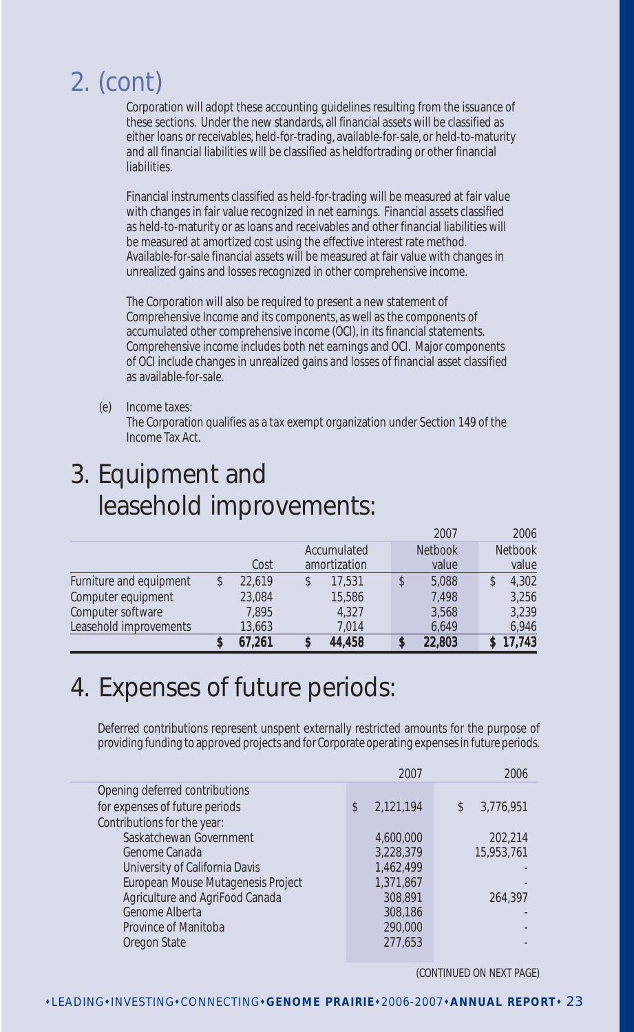# 2. (cont)

Corporation will adopt these accounting guidelines resulting from the issuance of these sections. Under the new standards, all financial assets will be classified as either loans or receivables, held-for-trading, available-for-sale, or held-to-maturity and all financial liabilities will be classified as heldfortrading or other financial liabilities.

Financial instruments classified as held-for-trading will be measured at fair value with changes in fair value recognized in net earnings. Financial assets classified as held-to-maturity or as loans and receivables and other financial liabilities will be measured at amortized cost using the effective interest rate method. Available-for-sale financial assets will be measured at fair value with changes in unrealized gains and losses recognized in other comprehensive income.

The Corporation will also be required to present a new statement of Comprehensive Income and its components, as well as the components of accumulated other comprehensive income (OCI), in its financial statements. Comprehensive income includes both net earnings and OCI. Major components of OCI include changes in unrealized gains and losses of financial asset classified as available-for-sale.

(e) Income taxes:
The Corporation qualifies as a tax exempt organization under Section 149 of the Income Tax Act.

# 3. Equipment and leasehold improvements:

| | Cost | Accumulated amortization | 2007 Netbook value | 2006 Netbook value |
|---|---|---|---|---|
| Furniture and equipment | $ 22,619 | $ 17,531 | $ 5,088 | $ 4,302 |
| Computer equipment | 23,084 | 15,586 | 7,498 | 3,256 |
| Computer software | 7,895 | 4,327 | 3,568 | 3,239 |
| Leasehold improvements | 13,663 | 7,014 | 6,649 | 6,946 |
| | **$ 67,261** | **$ 44,458** | **$ 22,803** | **$ 17,743** |

# 4. Expenses of future periods:

Deferred contributions represent unspent externally restricted amounts for the purpose of providing funding to approved projects and for Corporate operating expenses in future periods.

| | 2007 | 2006 |
|---|---|---|
| Opening deferred contributions for expenses of future periods | $ 2,121,194 | $ 3,776,951 |
| Contributions for the year: | | |
| Saskatchewan Government | 4,600,000 | 202,214 |
| Genome Canada | 3,228,379 | 15,953,761 |
| University of California Davis | 1,462,499 | - |
| European Mouse Mutagenesis Project | 1,371,867 | - |
| Agriculture and AgriFood Canada | 308,891 | 264,397 |
| Genome Alberta | 308,186 | - |
| Province of Manitoba | 290,000 | - |
| Oregon State | 277,653 | - |

(CONTINUED ON NEXT PAGE)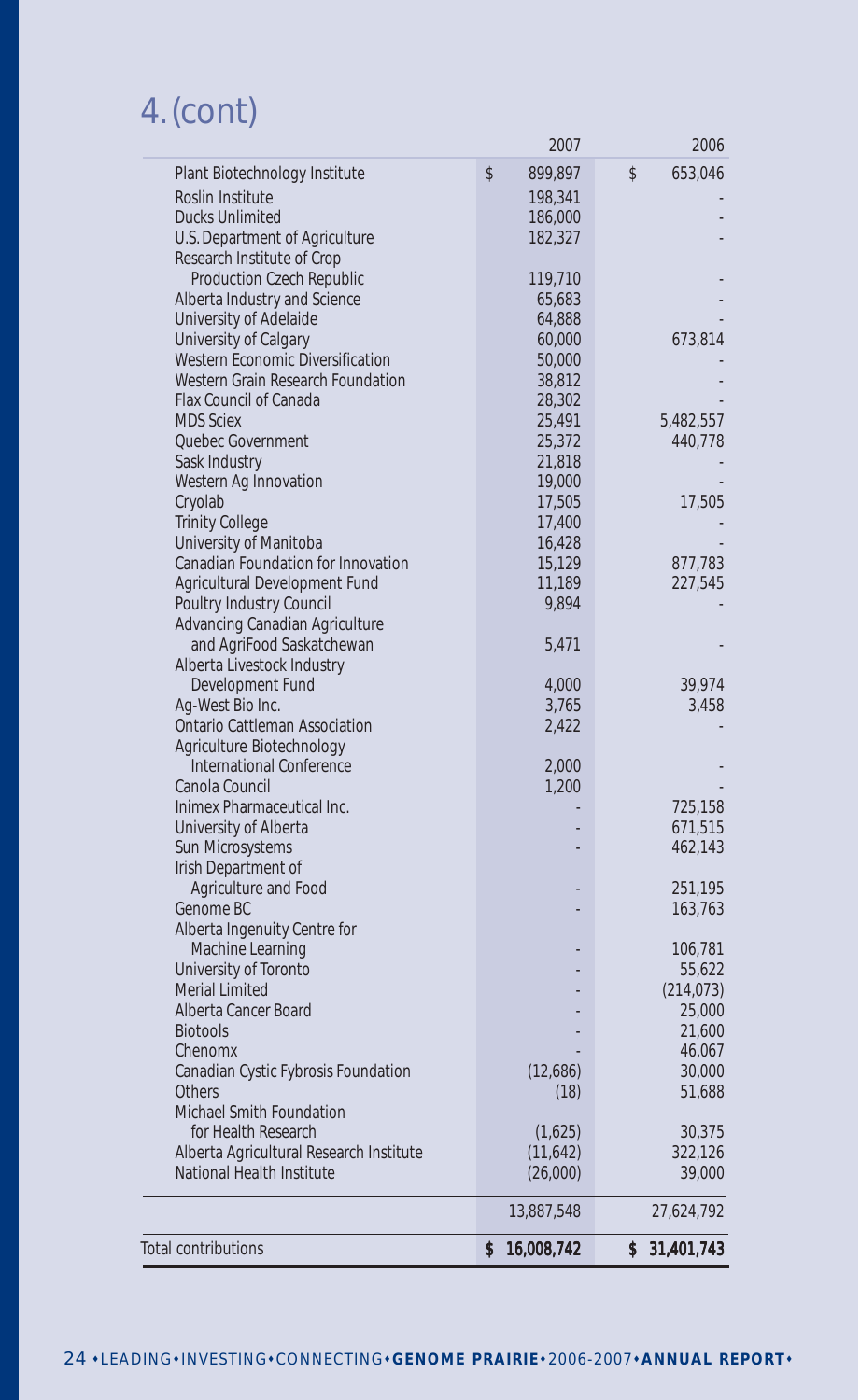# 4. (cont)

| | 2007 | 2006 |
|---|---|---|
| Plant Biotechnology Institute | $ 899,897 | $ 653,046 |
| Roslin Institute | 198,341 | - |
| Ducks Unlimited | 186,000 | - |
| U.S. Department of Agriculture | 182,327 | - |
| Research Institute of Crop Production Czech Republic | 119,710 | - |
| Alberta Industry and Science | 65,683 | - |
| University of Adelaide | 64,888 | - |
| University of Calgary | 60,000 | 673,814 |
| Western Economic Diversification | 50,000 | - |
| Western Grain Research Foundation | 38,812 | - |
| Flax Council of Canada | 28,302 | - |
| MDS Sciex | 25,491 | 5,482,557 |
| Quebec Government | 25,372 | 440,778 |
| Sask Industry | 21,818 | - |
| Western Ag Innovation | 19,000 | - |
| Cryolab | 17,505 | 17,505 |
| Trinity College | 17,400 | - |
| University of Manitoba | 16,428 | - |
| Canadian Foundation for Innovation | 15,129 | 877,783 |
| Agricultural Development Fund | 11,189 | 227,545 |
| Poultry Industry Council | 9,894 | - |
| Advancing Canadian Agriculture and AgriFood Saskatchewan | 5,471 | - |
| Alberta Livestock Industry Development Fund | 4,000 | 39,974 |
| Ag-West Bio Inc. | 3,765 | 3,458 |
| Ontario Cattleman Association | 2,422 | - |
| Agriculture Biotechnology International Conference | 2,000 | - |
| Canola Council | 1,200 | - |
| Inimex Pharmaceutical Inc. | - | 725,158 |
| University of Alberta | - | 671,515 |
| Sun Microsystems | - | 462,143 |
| Irish Department of Agriculture and Food | - | 251,195 |
| Genome BC | - | 163,763 |
| Alberta Ingenuity Centre for Machine Learning | - | 106,781 |
| University of Toronto | - | 55,622 |
| Merial Limited | - | (214,073) |
| Alberta Cancer Board | - | 25,000 |
| Biotools | - | 21,600 |
| Chenomx | - | 46,067 |
| Canadian Cystic Fybrosis Foundation | (12,686) | 30,000 |
| Others | (18) | 51,688 |
| Michael Smith Foundation for Health Research | (1,625) | 30,375 |
| Alberta Agricultural Research Institute | (11,642) | 322,126 |
| National Health Institute | (26,000) | 39,000 |
| | 13,887,548 | 27,624,792 |
| Total contributions | $ 16,008,742 | $ 31,401,743 |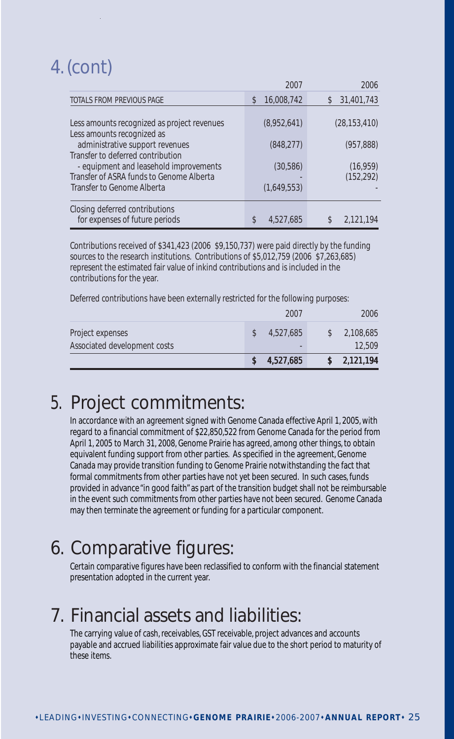# 4. (cont)

| | 2007 | 2006 |
|---|---|---|
| TOTALS FROM PREVIOUS PAGE | $ 16,008,742 | $ 31,401,743 |
| Less amounts recognized as project revenues | (8,952,641) | (28,153,410) |
| Less amounts recognized as administrative support revenues | (848,277) | (957,888) |
| Transfer to deferred contribution - equipment and leasehold improvements | (30,586) | (16,959) |
| Transfer of ASRA funds to Genome Alberta | - | (152,292) |
| Transfer to Genome Alberta | (1,649,553) | - |
| Closing deferred contributions for expenses of future periods | $ 4,527,685 | $ 2,121,194 |

Contributions received of $341,423 (2006 $9,150,737) were paid directly by the funding sources to the research institutions. Contributions of $5,012,759 (2006 $7,263,685) represent the estimated fair value of inkind contributions and is included in the contributions for the year.

Deferred contributions have been externally restricted for the following purposes:

| | 2007 | 2006 |
|---|---|---|
| Project expenses | $ 4,527,685 | $ 2,108,685 |
| Associated development costs | - | 12,509 |
| | **$ 4,527,685** | **$ 2,121,194** |

# 5. Project commitments:

In accordance with an agreement signed with Genome Canada effective April 1, 2005, with regard to a financial commitment of $22,850,522 from Genome Canada for the period from April 1, 2005 to March 31, 2008, Genome Prairie has agreed, among other things, to obtain equivalent funding support from other parties. As specified in the agreement, Genome Canada may provide transition funding to Genome Prairie notwithstanding the fact that formal commitments from other parties have not yet been secured. In such cases, funds provided in advance "in good faith" as part of the transition budget shall not be reimbursable in the event such commitments from other parties have not been secured. Genome Canada may then terminate the agreement or funding for a particular component.

# 6. Comparative figures:

Certain comparative figures have been reclassified to conform with the financial statement presentation adopted in the current year.

# 7. Financial assets and liabilities:

The carrying value of cash, receivables, GST receivable, project advances and accounts payable and accrued liabilities approximate fair value due to the short period to maturity of these items.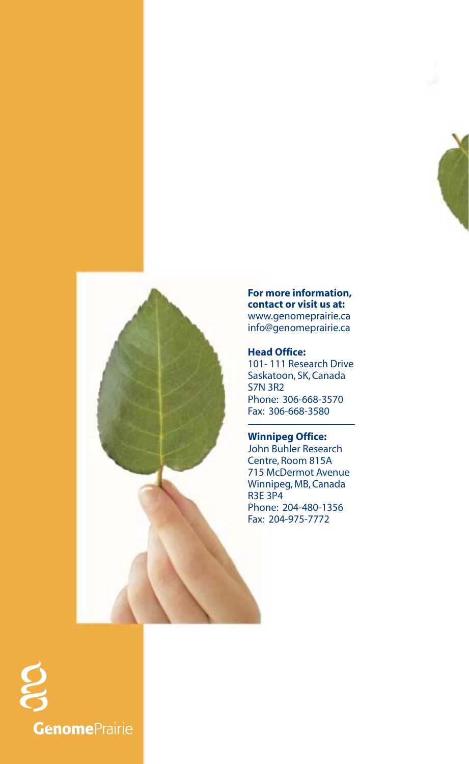**For more information, contact or visit us at:**
www.genomeprairie.ca
info@genomeprairie.ca

**Head Office:**
101- 111 Research Drive
Saskatoon, SK, Canada
S7N 3R2
Phone: 306-668-3570
Fax: 306-668-3580

**Winnipeg Office:**
John Buhler Research Centre, Room 815A
715 McDermot Avenue
Winnipeg, MB, Canada
R3E 3P4
Phone: 204-480-1356
Fax: 204-975-7772

**Genome**Prairie